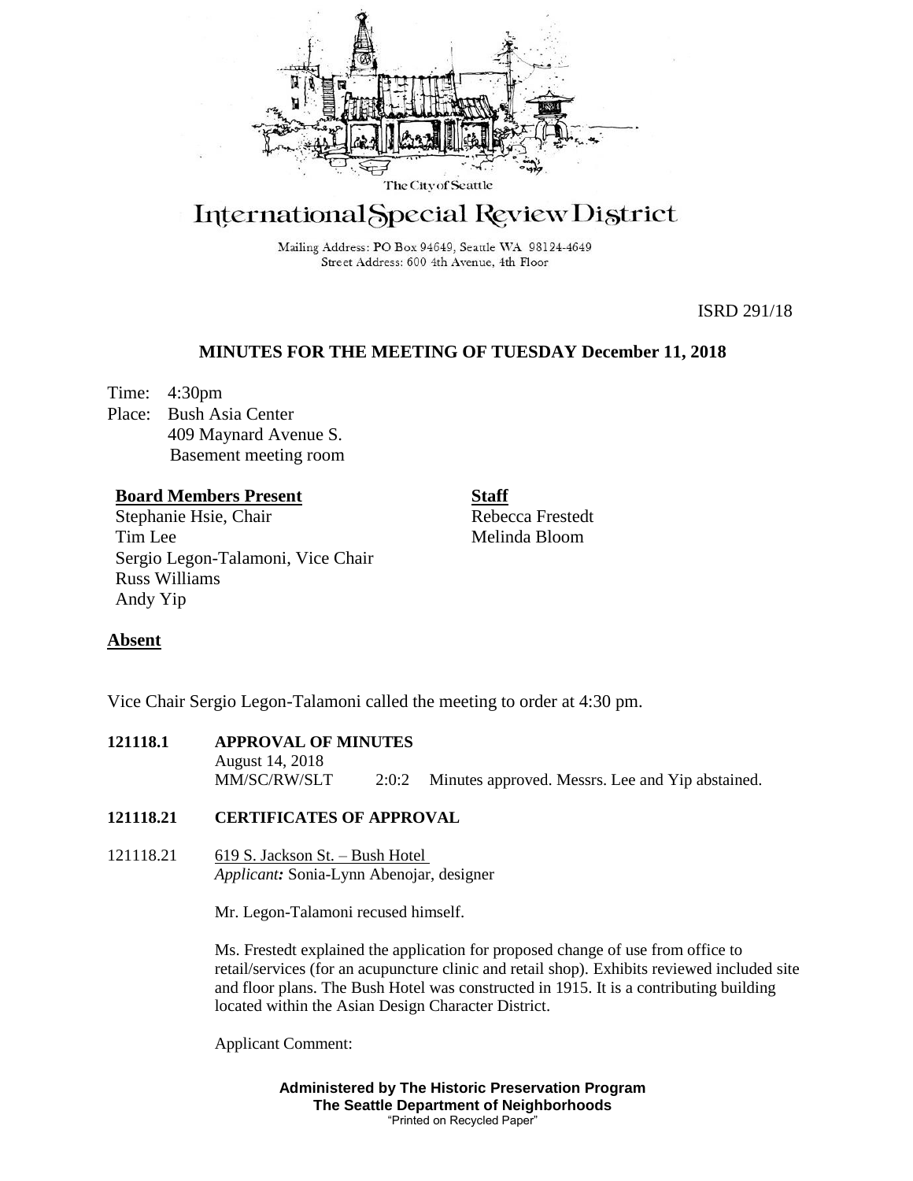The City of Seattle

# International Special Review District

Mailing Address: PO Box 94649, Seattle WA 98124-4649
Street Address: 600 4th Avenue, 4th Floor

ISRD 291/18

## MINUTES FOR THE MEETING OF TUESDAY December 11, 2018

Time: 4:30pm
Place: Bush Asia Center
409 Maynard Avenue S.
Basement meeting room

**Board Members Present**
Stephanie Hsie, Chair
Tim Lee
Sergio Legon-Talamoni, Vice Chair
Russ Williams
Andy Yip

**Staff**
Rebecca Frestedt
Melinda Bloom

**Absent**

Vice Chair Sergio Legon-Talamoni called the meeting to order at 4:30 pm.

**121118.1 APPROVAL OF MINUTES**

August 14, 2018
MM/SC/RW/SLT 2:0:2 Minutes approved. Messrs. Lee and Yip abstained.

**121118.21 CERTIFICATES OF APPROVAL**

121118.21 619 S. Jackson St. – Bush Hotel
*Applicant:* Sonia-Lynn Abenojar, designer

Mr. Legon-Talamoni recused himself.

Ms. Frestedt explained the application for proposed change of use from office to retail/services (for an acupuncture clinic and retail shop). Exhibits reviewed included site and floor plans. The Bush Hotel was constructed in 1915. It is a contributing building located within the Asian Design Character District.

Applicant Comment:

**Administered by The Historic Preservation Program**
**The Seattle Department of Neighborhoods**
"Printed on Recycled Paper"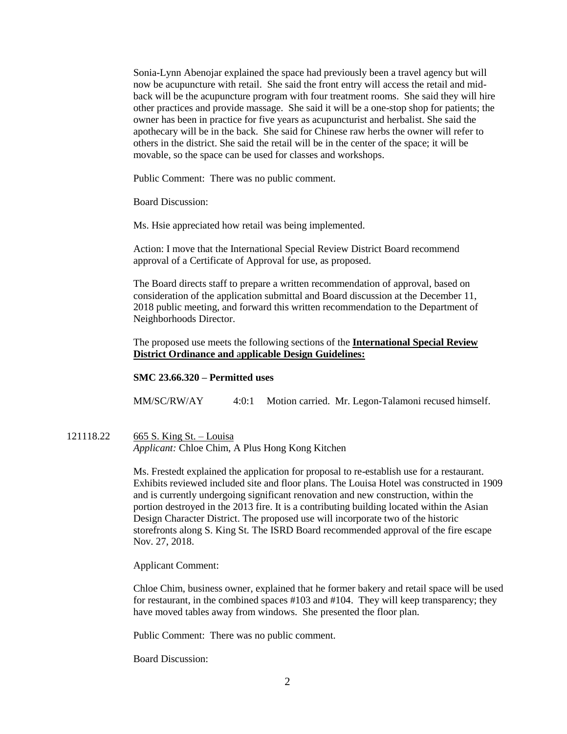Sonia-Lynn Abenojar explained the space had previously been a travel agency but will now be acupuncture with retail. She said the front entry will access the retail and mid-back will be the acupuncture program with four treatment rooms. She said they will hire other practices and provide massage. She said it will be a one-stop shop for patients; the owner has been in practice for five years as acupuncturist and herbalist. She said the apothecary will be in the back. She said for Chinese raw herbs the owner will refer to others in the district. She said the retail will be in the center of the space; it will be movable, so the space can be used for classes and workshops.

Public Comment: There was no public comment.

Board Discussion:

Ms. Hsie appreciated how retail was being implemented.

Action: I move that the International Special Review District Board recommend approval of a Certificate of Approval for use, as proposed.

The Board directs staff to prepare a written recommendation of approval, based on consideration of the application submittal and Board discussion at the December 11, 2018 public meeting, and forward this written recommendation to the Department of Neighborhoods Director.

The proposed use meets the following sections of the **International Special Review District Ordinance and applicable Design Guidelines:**

**SMC 23.66.320 – Permitted uses**

MM/SC/RW/AY 4:0:1 Motion carried. Mr. Legon-Talamoni recused himself.

121118.22 665 S. King St. – Louisa
*Applicant:* Chloe Chim, A Plus Hong Kong Kitchen

Ms. Frestedt explained the application for proposal to re-establish use for a restaurant. Exhibits reviewed included site and floor plans. The Louisa Hotel was constructed in 1909 and is currently undergoing significant renovation and new construction, within the portion destroyed in the 2013 fire. It is a contributing building located within the Asian Design Character District. The proposed use will incorporate two of the historic storefronts along S. King St. The ISRD Board recommended approval of the fire escape Nov. 27, 2018.

Applicant Comment:

Chloe Chim, business owner, explained that he former bakery and retail space will be used for restaurant, in the combined spaces #103 and #104. They will keep transparency; they have moved tables away from windows. She presented the floor plan.

Public Comment: There was no public comment.

Board Discussion: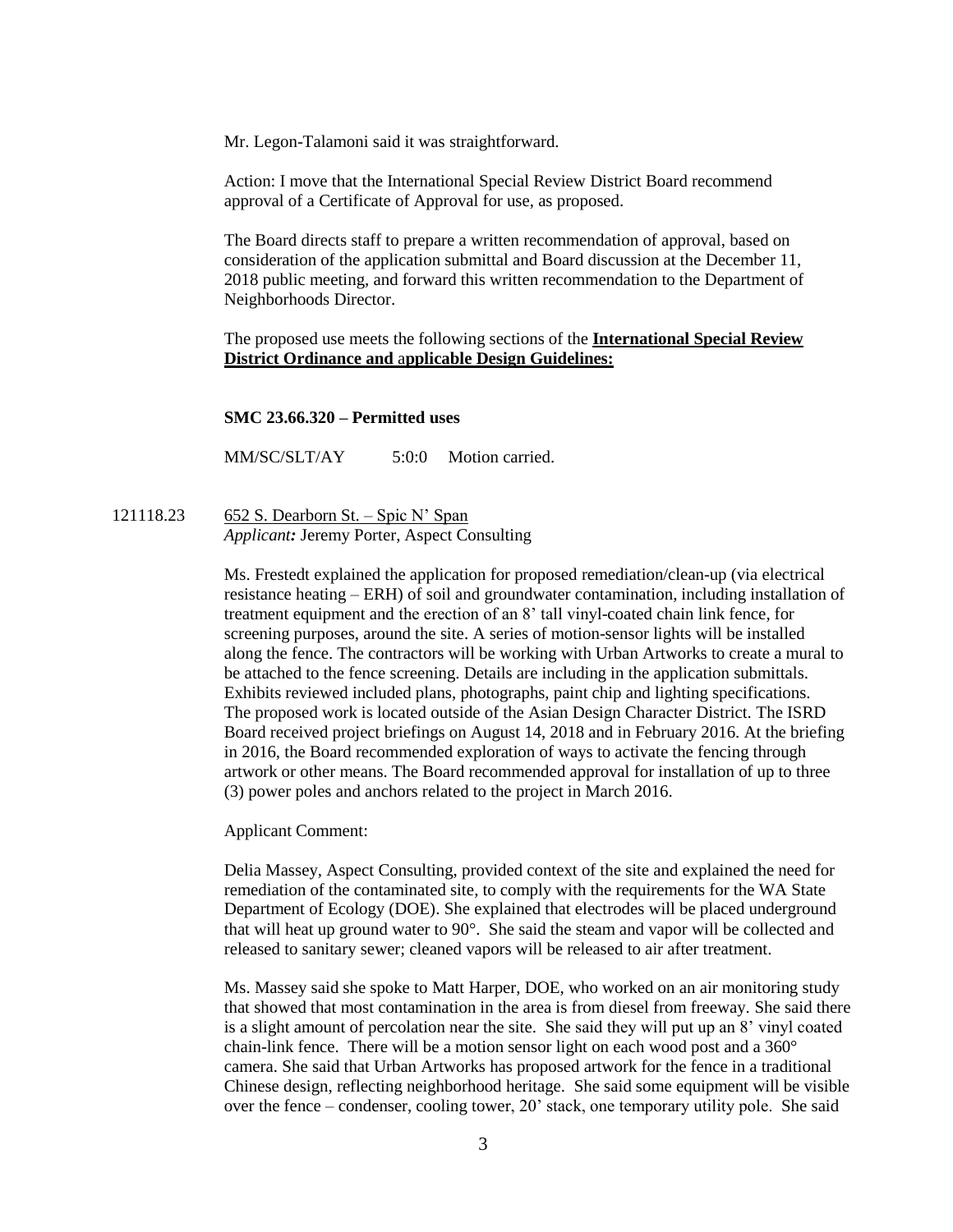Mr. Legon-Talamoni said it was straightforward.

Action: I move that the International Special Review District Board recommend approval of a Certificate of Approval for use, as proposed.

The Board directs staff to prepare a written recommendation of approval, based on consideration of the application submittal and Board discussion at the December 11, 2018 public meeting, and forward this written recommendation to the Department of Neighborhoods Director.

The proposed use meets the following sections of the **<u>International Special Review District Ordinance and applicable Design Guidelines:</u>**

**SMC 23.66.320 – Permitted uses**

MM/SC/SLT/AY 5:0:0 Motion carried.

121118.23 <u>652 S. Dearborn St. – Spic N' Span</u>
***Applicant:*** Jeremy Porter, Aspect Consulting

Ms. Frestedt explained the application for proposed remediation/clean-up (via electrical resistance heating – ERH) of soil and groundwater contamination, including installation of treatment equipment and the erection of an 8' tall vinyl-coated chain link fence, for screening purposes, around the site. A series of motion-sensor lights will be installed along the fence. The contractors will be working with Urban Artworks to create a mural to be attached to the fence screening. Details are including in the application submittals. Exhibits reviewed included plans, photographs, paint chip and lighting specifications. The proposed work is located outside of the Asian Design Character District. The ISRD Board received project briefings on August 14, 2018 and in February 2016. At the briefing in 2016, the Board recommended exploration of ways to activate the fencing through artwork or other means. The Board recommended approval for installation of up to three (3) power poles and anchors related to the project in March 2016.

Applicant Comment:

Delia Massey, Aspect Consulting, provided context of the site and explained the need for remediation of the contaminated site, to comply with the requirements for the WA State Department of Ecology (DOE). She explained that electrodes will be placed underground that will heat up ground water to 90°. She said the steam and vapor will be collected and released to sanitary sewer; cleaned vapors will be released to air after treatment.

Ms. Massey said she spoke to Matt Harper, DOE, who worked on an air monitoring study that showed that most contamination in the area is from diesel from freeway. She said there is a slight amount of percolation near the site. She said they will put up an 8' vinyl coated chain-link fence. There will be a motion sensor light on each wood post and a 360° camera. She said that Urban Artworks has proposed artwork for the fence in a traditional Chinese design, reflecting neighborhood heritage. She said some equipment will be visible over the fence – condenser, cooling tower, 20' stack, one temporary utility pole. She said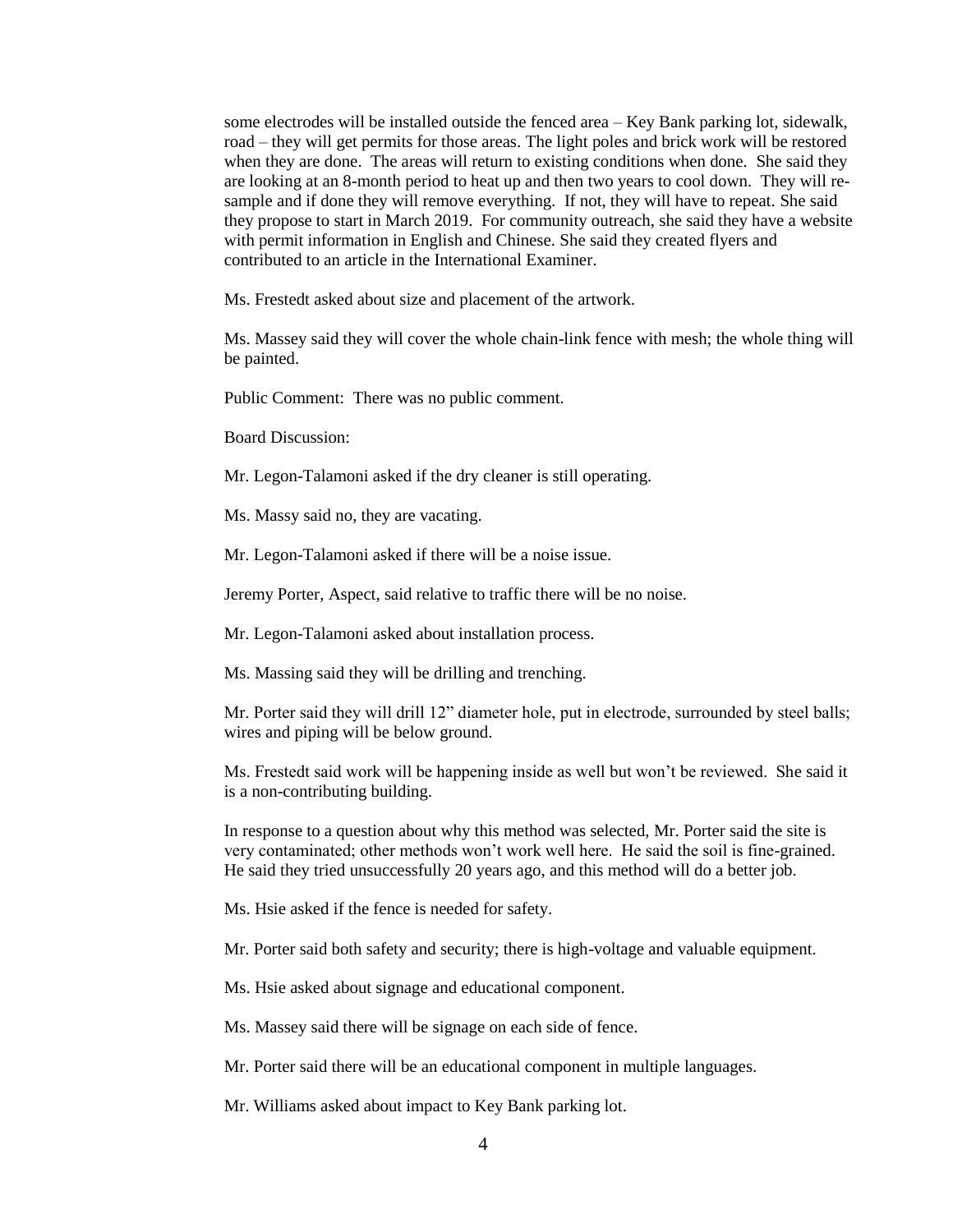some electrodes will be installed outside the fenced area – Key Bank parking lot, sidewalk, road – they will get permits for those areas. The light poles and brick work will be restored when they are done. The areas will return to existing conditions when done. She said they are looking at an 8-month period to heat up and then two years to cool down. They will re-sample and if done they will remove everything. If not, they will have to repeat. She said they propose to start in March 2019. For community outreach, she said they have a website with permit information in English and Chinese. She said they created flyers and contributed to an article in the International Examiner.

Ms. Frestedt asked about size and placement of the artwork.

Ms. Massey said they will cover the whole chain-link fence with mesh; the whole thing will be painted.

Public Comment: There was no public comment.

Board Discussion:

Mr. Legon-Talamoni asked if the dry cleaner is still operating.

Ms. Massy said no, they are vacating.

Mr. Legon-Talamoni asked if there will be a noise issue.

Jeremy Porter, Aspect, said relative to traffic there will be no noise.

Mr. Legon-Talamoni asked about installation process.

Ms. Massing said they will be drilling and trenching.

Mr. Porter said they will drill 12" diameter hole, put in electrode, surrounded by steel balls; wires and piping will be below ground.

Ms. Frestedt said work will be happening inside as well but won't be reviewed. She said it is a non-contributing building.

In response to a question about why this method was selected, Mr. Porter said the site is very contaminated; other methods won't work well here. He said the soil is fine-grained. He said they tried unsuccessfully 20 years ago, and this method will do a better job.

Ms. Hsie asked if the fence is needed for safety.

Mr. Porter said both safety and security; there is high-voltage and valuable equipment.

Ms. Hsie asked about signage and educational component.

Ms. Massey said there will be signage on each side of fence.

Mr. Porter said there will be an educational component in multiple languages.

Mr. Williams asked about impact to Key Bank parking lot.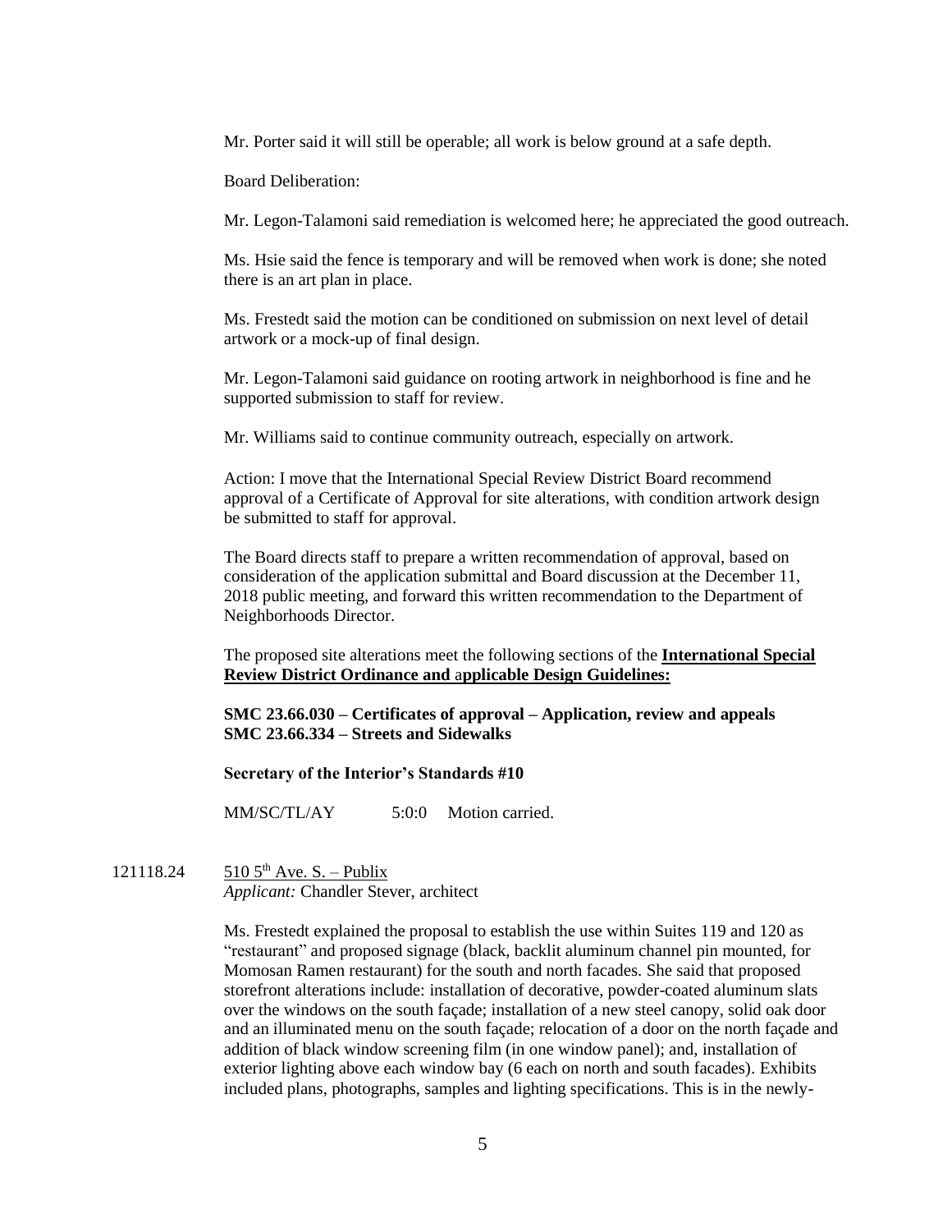Mr. Porter said it will still be operable; all work is below ground at a safe depth.

Board Deliberation:

Mr. Legon-Talamoni said remediation is welcomed here; he appreciated the good outreach.

Ms. Hsie said the fence is temporary and will be removed when work is done; she noted there is an art plan in place.

Ms. Frestedt said the motion can be conditioned on submission on next level of detail artwork or a mock-up of final design.

Mr. Legon-Talamoni said guidance on rooting artwork in neighborhood is fine and he supported submission to staff for review.

Mr. Williams said to continue community outreach, especially on artwork.

Action: I move that the International Special Review District Board recommend approval of a Certificate of Approval for site alterations, with condition artwork design be submitted to staff for approval.

The Board directs staff to prepare a written recommendation of approval, based on consideration of the application submittal and Board discussion at the December 11, 2018 public meeting, and forward this written recommendation to the Department of Neighborhoods Director.

The proposed site alterations meet the following sections of the **International Special Review District Ordinance and applicable Design Guidelines:**

**SMC 23.66.030 – Certificates of approval – Application, review and appeals**
**SMC 23.66.334 – Streets and Sidewalks**

**Secretary of the Interior's Standards #10**

MM/SC/TL/AY 5:0:0 Motion carried.

121118.24 510 5th Ave. S. – Publix
*Applicant:* Chandler Stever, architect

Ms. Frestedt explained the proposal to establish the use within Suites 119 and 120 as "restaurant" and proposed signage (black, backlit aluminum channel pin mounted, for Momosan Ramen restaurant) for the south and north facades. She said that proposed storefront alterations include: installation of decorative, powder-coated aluminum slats over the windows on the south façade; installation of a new steel canopy, solid oak door and an illuminated menu on the south façade; relocation of a door on the north façade and addition of black window screening film (in one window panel); and, installation of exterior lighting above each window bay (6 each on north and south facades). Exhibits included plans, photographs, samples and lighting specifications. This is in the newly-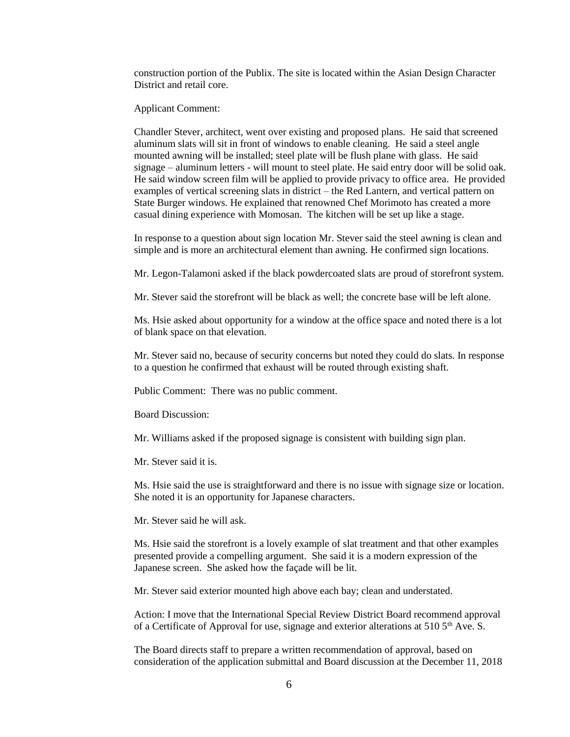construction portion of the Publix. The site is located within the Asian Design Character District and retail core.

Applicant Comment:

Chandler Stever, architect, went over existing and proposed plans. He said that screened aluminum slats will sit in front of windows to enable cleaning. He said a steel angle mounted awning will be installed; steel plate will be flush plane with glass. He said signage – aluminum letters - will mount to steel plate. He said entry door will be solid oak. He said window screen film will be applied to provide privacy to office area. He provided examples of vertical screening slats in district – the Red Lantern, and vertical pattern on State Burger windows. He explained that renowned Chef Morimoto has created a more casual dining experience with Momosan. The kitchen will be set up like a stage.

In response to a question about sign location Mr. Stever said the steel awning is clean and simple and is more an architectural element than awning. He confirmed sign locations.

Mr. Legon-Talamoni asked if the black powdercoated slats are proud of storefront system.

Mr. Stever said the storefront will be black as well; the concrete base will be left alone.

Ms. Hsie asked about opportunity for a window at the office space and noted there is a lot of blank space on that elevation.

Mr. Stever said no, because of security concerns but noted they could do slats. In response to a question he confirmed that exhaust will be routed through existing shaft.

Public Comment: There was no public comment.

Board Discussion:

Mr. Williams asked if the proposed signage is consistent with building sign plan.

Mr. Stever said it is.

Ms. Hsie said the use is straightforward and there is no issue with signage size or location. She noted it is an opportunity for Japanese characters.

Mr. Stever said he will ask.

Ms. Hsie said the storefront is a lovely example of slat treatment and that other examples presented provide a compelling argument. She said it is a modern expression of the Japanese screen. She asked how the façade will be lit.

Mr. Stever said exterior mounted high above each bay; clean and understated.

Action: I move that the International Special Review District Board recommend approval of a Certificate of Approval for use, signage and exterior alterations at 510 5th Ave. S.

The Board directs staff to prepare a written recommendation of approval, based on consideration of the application submittal and Board discussion at the December 11, 2018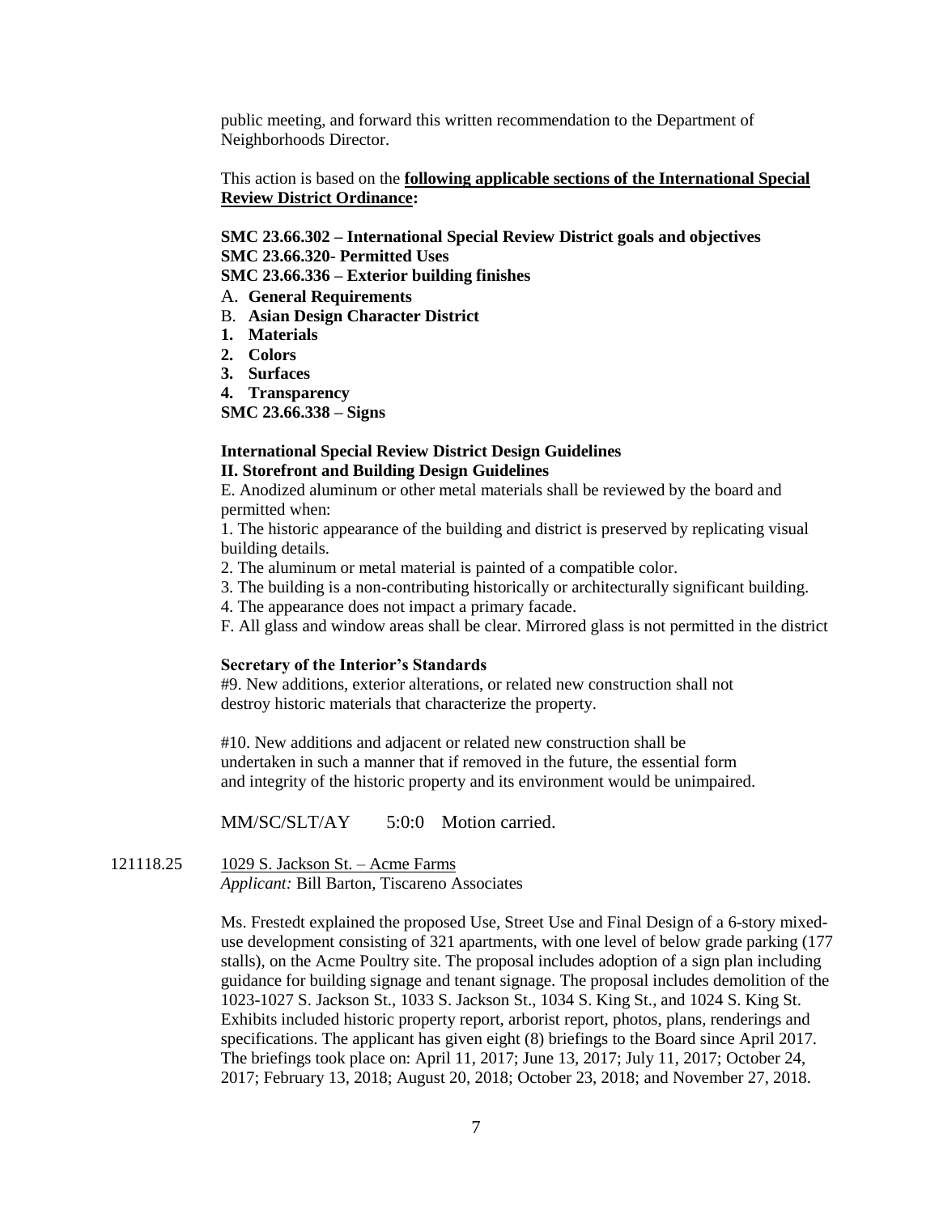public meeting, and forward this written recommendation to the Department of Neighborhoods Director.

This action is based on the **following applicable sections of the International Special Review District Ordinance:**

**SMC 23.66.302 – International Special Review District goals and objectives**
**SMC 23.66.320- Permitted Uses**
**SMC 23.66.336 – Exterior building finishes**

A. **General Requirements**
B. **Asian Design Character District**

1. **Materials**
2. **Colors**
3. **Surfaces**
4. **Transparency**

**SMC 23.66.338 – Signs**

**International Special Review District Design Guidelines**
**II. Storefront and Building Design Guidelines**

E. Anodized aluminum or other metal materials shall be reviewed by the board and permitted when:

1. The historic appearance of the building and district is preserved by replicating visual building details.
2. The aluminum or metal material is painted of a compatible color.
3. The building is a non-contributing historically or architecturally significant building.
4. The appearance does not impact a primary facade.

F. All glass and window areas shall be clear. Mirrored glass is not permitted in the district

**Secretary of the Interior's Standards**

#9. New additions, exterior alterations, or related new construction shall not destroy historic materials that characterize the property.

#10. New additions and adjacent or related new construction shall be undertaken in such a manner that if removed in the future, the essential form and integrity of the historic property and its environment would be unimpaired.

MM/SC/SLT/AY 5:0:0 Motion carried.

121118.25 1029 S. Jackson St. – Acme Farms
*Applicant:* Bill Barton, Tiscareno Associates

Ms. Frestedt explained the proposed Use, Street Use and Final Design of a 6-story mixed-use development consisting of 321 apartments, with one level of below grade parking (177 stalls), on the Acme Poultry site. The proposal includes adoption of a sign plan including guidance for building signage and tenant signage. The proposal includes demolition of the 1023-1027 S. Jackson St., 1033 S. Jackson St., 1034 S. King St., and 1024 S. King St. Exhibits included historic property report, arborist report, photos, plans, renderings and specifications. The applicant has given eight (8) briefings to the Board since April 2017. The briefings took place on: April 11, 2017; June 13, 2017; July 11, 2017; October 24, 2017; February 13, 2018; August 20, 2018; October 23, 2018; and November 27, 2018.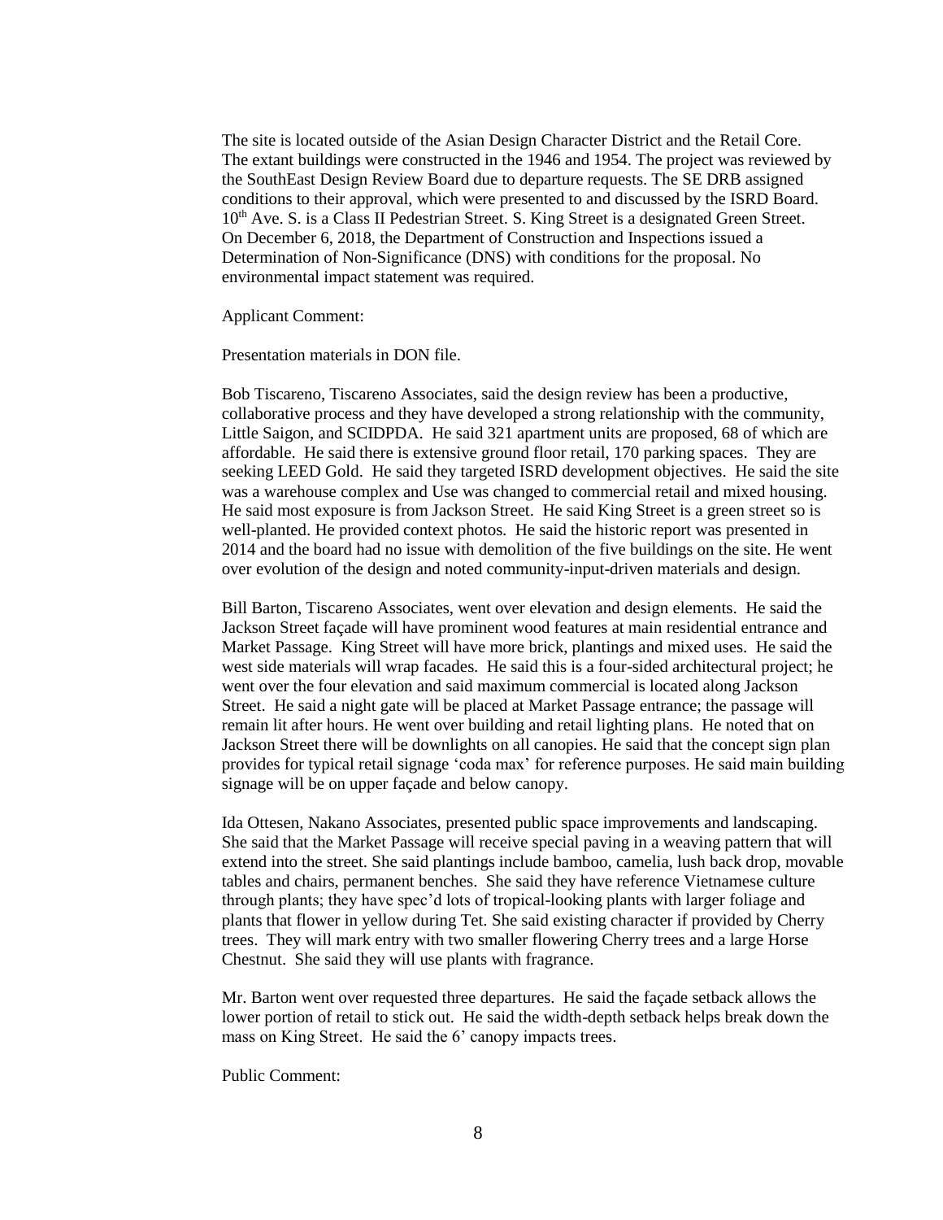The site is located outside of the Asian Design Character District and the Retail Core. The extant buildings were constructed in the 1946 and 1954. The project was reviewed by the SouthEast Design Review Board due to departure requests. The SE DRB assigned conditions to their approval, which were presented to and discussed by the ISRD Board. 10th Ave. S. is a Class II Pedestrian Street. S. King Street is a designated Green Street. On December 6, 2018, the Department of Construction and Inspections issued a Determination of Non-Significance (DNS) with conditions for the proposal. No environmental impact statement was required.

Applicant Comment:

Presentation materials in DON file.

Bob Tiscareno, Tiscareno Associates, said the design review has been a productive, collaborative process and they have developed a strong relationship with the community, Little Saigon, and SCIDPDA. He said 321 apartment units are proposed, 68 of which are affordable. He said there is extensive ground floor retail, 170 parking spaces. They are seeking LEED Gold. He said they targeted ISRD development objectives. He said the site was a warehouse complex and Use was changed to commercial retail and mixed housing. He said most exposure is from Jackson Street. He said King Street is a green street so is well-planted. He provided context photos. He said the historic report was presented in 2014 and the board had no issue with demolition of the five buildings on the site. He went over evolution of the design and noted community-input-driven materials and design.

Bill Barton, Tiscareno Associates, went over elevation and design elements. He said the Jackson Street façade will have prominent wood features at main residential entrance and Market Passage. King Street will have more brick, plantings and mixed uses. He said the west side materials will wrap facades. He said this is a four-sided architectural project; he went over the four elevation and said maximum commercial is located along Jackson Street. He said a night gate will be placed at Market Passage entrance; the passage will remain lit after hours. He went over building and retail lighting plans. He noted that on Jackson Street there will be downlights on all canopies. He said that the concept sign plan provides for typical retail signage 'coda max' for reference purposes. He said main building signage will be on upper façade and below canopy.

Ida Ottesen, Nakano Associates, presented public space improvements and landscaping. She said that the Market Passage will receive special paving in a weaving pattern that will extend into the street. She said plantings include bamboo, camelia, lush back drop, movable tables and chairs, permanent benches. She said they have reference Vietnamese culture through plants; they have spec'd lots of tropical-looking plants with larger foliage and plants that flower in yellow during Tet. She said existing character if provided by Cherry trees. They will mark entry with two smaller flowering Cherry trees and a large Horse Chestnut. She said they will use plants with fragrance.

Mr. Barton went over requested three departures. He said the façade setback allows the lower portion of retail to stick out. He said the width-depth setback helps break down the mass on King Street. He said the 6' canopy impacts trees.

Public Comment: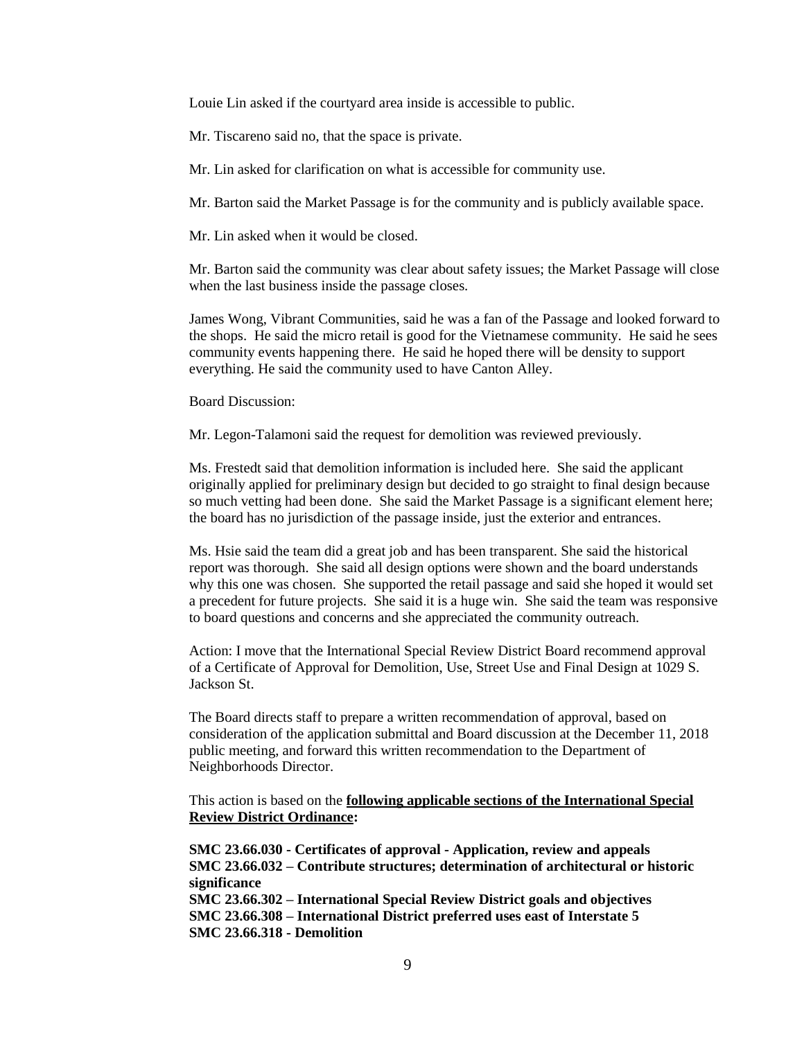Louie Lin asked if the courtyard area inside is accessible to public.

Mr. Tiscareno said no, that the space is private.

Mr. Lin asked for clarification on what is accessible for community use.

Mr. Barton said the Market Passage is for the community and is publicly available space.

Mr. Lin asked when it would be closed.

Mr. Barton said the community was clear about safety issues; the Market Passage will close when the last business inside the passage closes.

James Wong, Vibrant Communities, said he was a fan of the Passage and looked forward to the shops. He said the micro retail is good for the Vietnamese community. He said he sees community events happening there. He said he hoped there will be density to support everything. He said the community used to have Canton Alley.

Board Discussion:

Mr. Legon-Talamoni said the request for demolition was reviewed previously.

Ms. Frestedt said that demolition information is included here. She said the applicant originally applied for preliminary design but decided to go straight to final design because so much vetting had been done. She said the Market Passage is a significant element here; the board has no jurisdiction of the passage inside, just the exterior and entrances.

Ms. Hsie said the team did a great job and has been transparent. She said the historical report was thorough. She said all design options were shown and the board understands why this one was chosen. She supported the retail passage and said she hoped it would set a precedent for future projects. She said it is a huge win. She said the team was responsive to board questions and concerns and she appreciated the community outreach.

Action: I move that the International Special Review District Board recommend approval of a Certificate of Approval for Demolition, Use, Street Use and Final Design at 1029 S. Jackson St.

The Board directs staff to prepare a written recommendation of approval, based on consideration of the application submittal and Board discussion at the December 11, 2018 public meeting, and forward this written recommendation to the Department of Neighborhoods Director.

This action is based on the **following applicable sections of the International Special Review District Ordinance:**

**SMC 23.66.030 - Certificates of approval - Application, review and appeals**
**SMC 23.66.032 – Contribute structures; determination of architectural or historic significance**
**SMC 23.66.302 – International Special Review District goals and objectives**
**SMC 23.66.308 – International District preferred uses east of Interstate 5**
**SMC 23.66.318 - Demolition**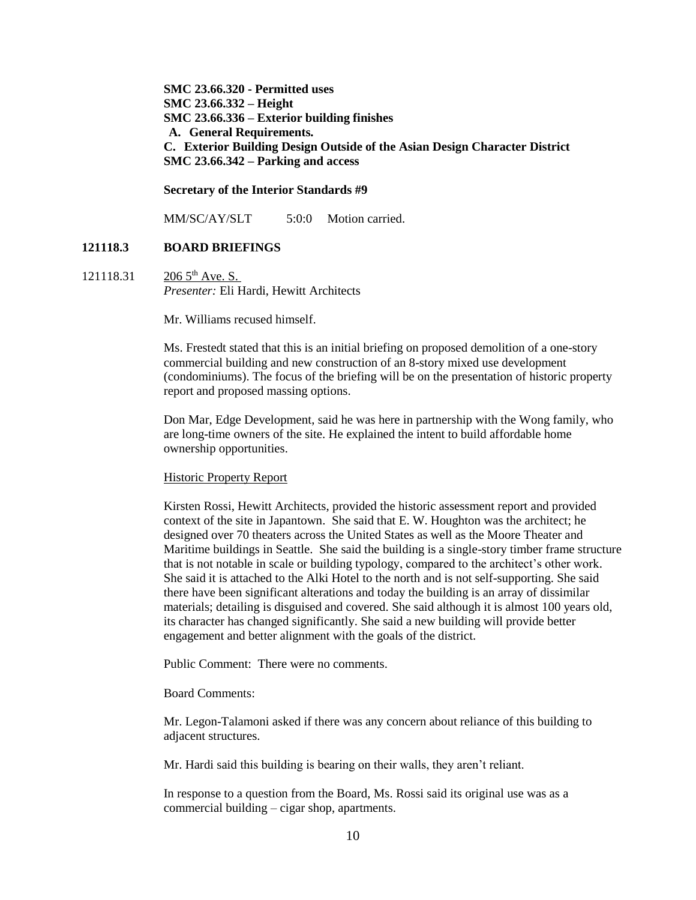**SMC 23.66.320 - Permitted uses**
**SMC 23.66.332 – Height**
**SMC 23.66.336 – Exterior building finishes**
**A. General Requirements.**
**C. Exterior Building Design Outside of the Asian Design Character District**
**SMC 23.66.342 – Parking and access**

**Secretary of the Interior Standards #9**

MM/SC/AY/SLT 5:0:0 Motion carried.

**121118.3 BOARD BRIEFINGS**

121118.31 206 5th Ave. S.
*Presenter:* Eli Hardi, Hewitt Architects

Mr. Williams recused himself.

Ms. Frestedt stated that this is an initial briefing on proposed demolition of a one-story commercial building and new construction of an 8-story mixed use development (condominiums). The focus of the briefing will be on the presentation of historic property report and proposed massing options.

Don Mar, Edge Development, said he was here in partnership with the Wong family, who are long-time owners of the site. He explained the intent to build affordable home ownership opportunities.

Historic Property Report

Kirsten Rossi, Hewitt Architects, provided the historic assessment report and provided context of the site in Japantown. She said that E. W. Houghton was the architect; he designed over 70 theaters across the United States as well as the Moore Theater and Maritime buildings in Seattle. She said the building is a single-story timber frame structure that is not notable in scale or building typology, compared to the architect's other work. She said it is attached to the Alki Hotel to the north and is not self-supporting. She said there have been significant alterations and today the building is an array of dissimilar materials; detailing is disguised and covered. She said although it is almost 100 years old, its character has changed significantly. She said a new building will provide better engagement and better alignment with the goals of the district.

Public Comment: There were no comments.

Board Comments:

Mr. Legon-Talamoni asked if there was any concern about reliance of this building to adjacent structures.

Mr. Hardi said this building is bearing on their walls, they aren't reliant.

In response to a question from the Board, Ms. Rossi said its original use was as a commercial building – cigar shop, apartments.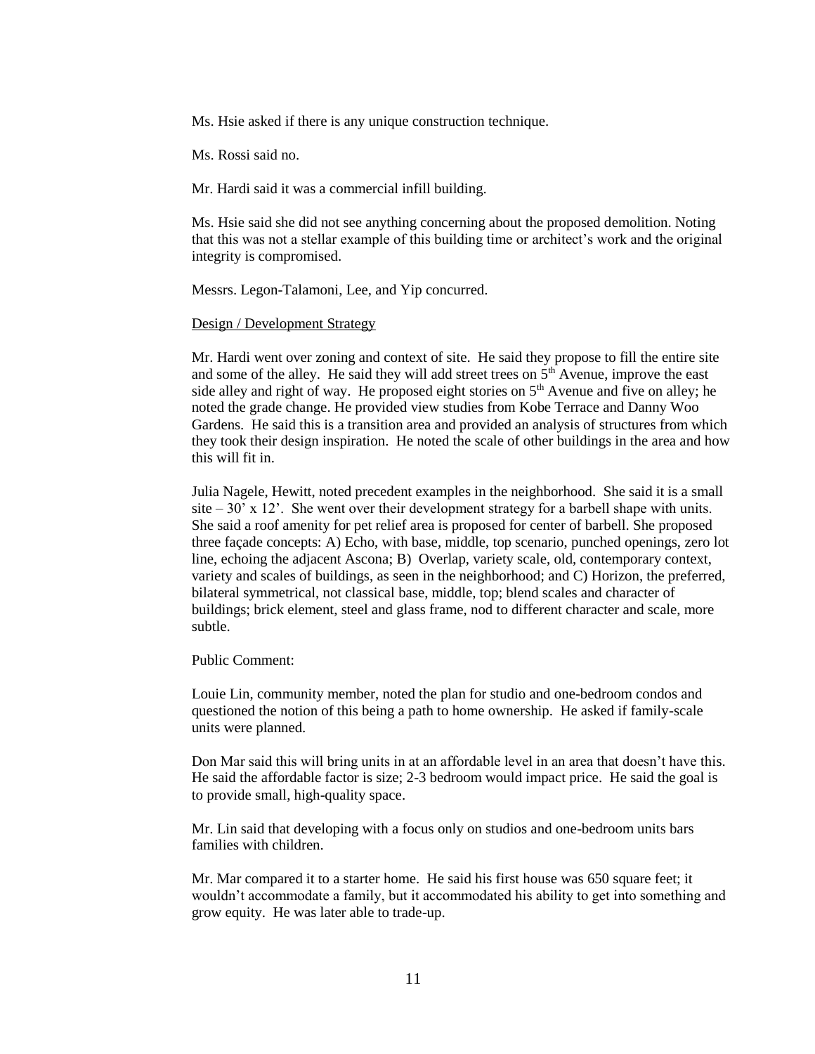Ms. Hsie asked if there is any unique construction technique.

Ms. Rossi said no.

Mr. Hardi said it was a commercial infill building.

Ms. Hsie said she did not see anything concerning about the proposed demolition. Noting that this was not a stellar example of this building time or architect's work and the original integrity is compromised.

Messrs. Legon-Talamoni, Lee, and Yip concurred.

Design / Development Strategy

Mr. Hardi went over zoning and context of site. He said they propose to fill the entire site and some of the alley. He said they will add street trees on 5th Avenue, improve the east side alley and right of way. He proposed eight stories on 5th Avenue and five on alley; he noted the grade change. He provided view studies from Kobe Terrace and Danny Woo Gardens. He said this is a transition area and provided an analysis of structures from which they took their design inspiration. He noted the scale of other buildings in the area and how this will fit in.

Julia Nagele, Hewitt, noted precedent examples in the neighborhood. She said it is a small site – 30' x 12'. She went over their development strategy for a barbell shape with units. She said a roof amenity for pet relief area is proposed for center of barbell. She proposed three façade concepts: A) Echo, with base, middle, top scenario, punched openings, zero lot line, echoing the adjacent Ascona; B) Overlap, variety scale, old, contemporary context, variety and scales of buildings, as seen in the neighborhood; and C) Horizon, the preferred, bilateral symmetrical, not classical base, middle, top; blend scales and character of buildings; brick element, steel and glass frame, nod to different character and scale, more subtle.

Public Comment:

Louie Lin, community member, noted the plan for studio and one-bedroom condos and questioned the notion of this being a path to home ownership. He asked if family-scale units were planned.

Don Mar said this will bring units in at an affordable level in an area that doesn't have this. He said the affordable factor is size; 2-3 bedroom would impact price. He said the goal is to provide small, high-quality space.

Mr. Lin said that developing with a focus only on studios and one-bedroom units bars families with children.

Mr. Mar compared it to a starter home. He said his first house was 650 square feet; it wouldn't accommodate a family, but it accommodated his ability to get into something and grow equity. He was later able to trade-up.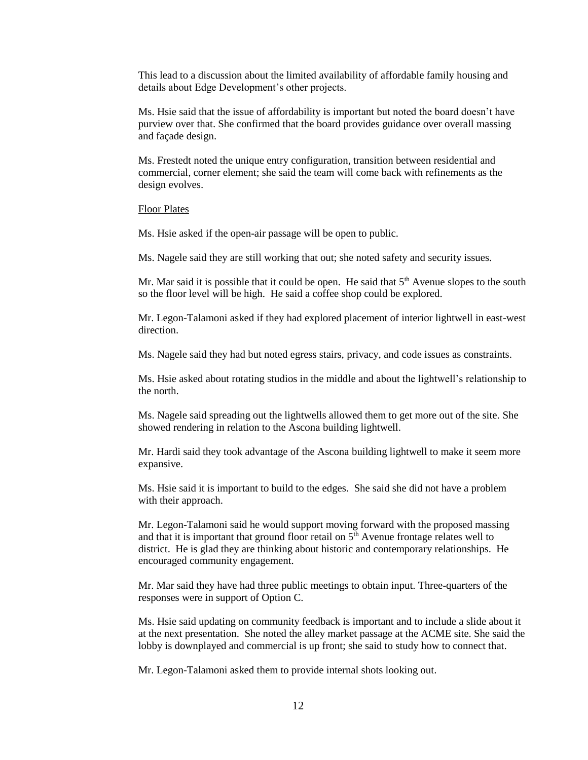This lead to a discussion about the limited availability of affordable family housing and details about Edge Development's other projects.

Ms. Hsie said that the issue of affordability is important but noted the board doesn't have purview over that. She confirmed that the board provides guidance over overall massing and façade design.

Ms. Frestedt noted the unique entry configuration, transition between residential and commercial, corner element; she said the team will come back with refinements as the design evolves.

Floor Plates

Ms. Hsie asked if the open-air passage will be open to public.

Ms. Nagele said they are still working that out; she noted safety and security issues.

Mr. Mar said it is possible that it could be open. He said that 5th Avenue slopes to the south so the floor level will be high. He said a coffee shop could be explored.

Mr. Legon-Talamoni asked if they had explored placement of interior lightwell in east-west direction.

Ms. Nagele said they had but noted egress stairs, privacy, and code issues as constraints.

Ms. Hsie asked about rotating studios in the middle and about the lightwell's relationship to the north.

Ms. Nagele said spreading out the lightwells allowed them to get more out of the site. She showed rendering in relation to the Ascona building lightwell.

Mr. Hardi said they took advantage of the Ascona building lightwell to make it seem more expansive.

Ms. Hsie said it is important to build to the edges. She said she did not have a problem with their approach.

Mr. Legon-Talamoni said he would support moving forward with the proposed massing and that it is important that ground floor retail on 5th Avenue frontage relates well to district. He is glad they are thinking about historic and contemporary relationships. He encouraged community engagement.

Mr. Mar said they have had three public meetings to obtain input. Three-quarters of the responses were in support of Option C.

Ms. Hsie said updating on community feedback is important and to include a slide about it at the next presentation. She noted the alley market passage at the ACME site. She said the lobby is downplayed and commercial is up front; she said to study how to connect that.

Mr. Legon-Talamoni asked them to provide internal shots looking out.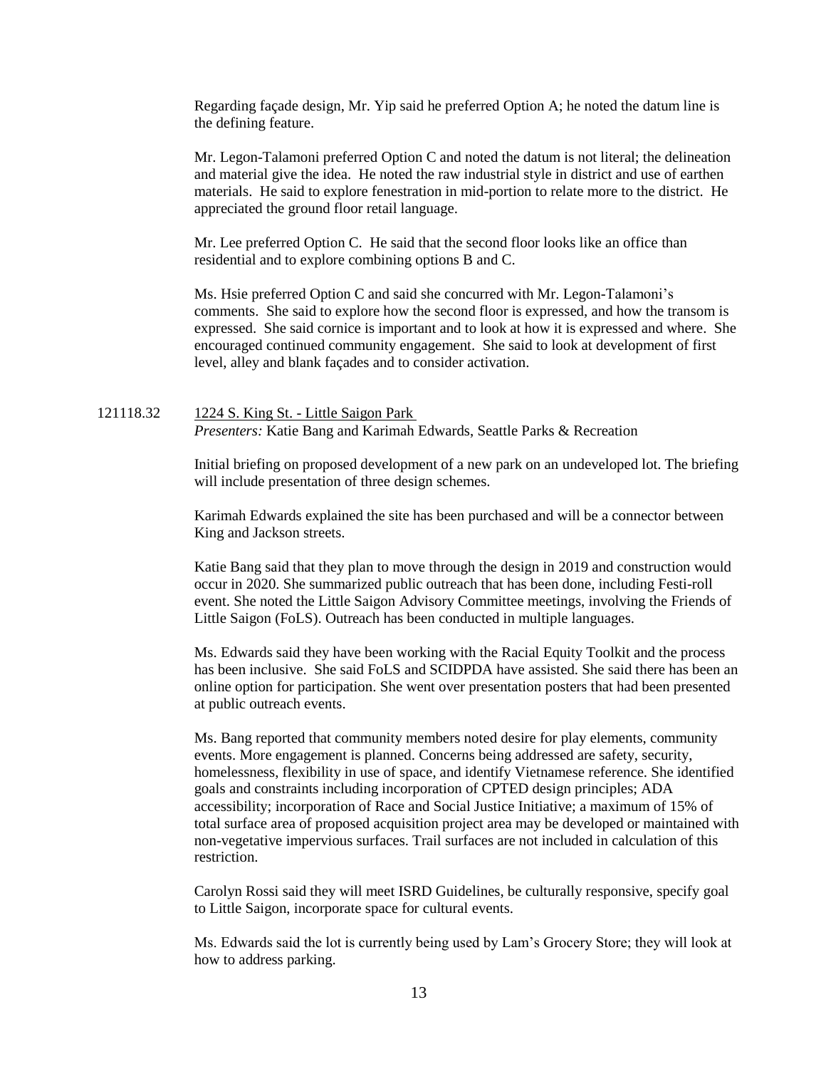Regarding façade design, Mr. Yip said he preferred Option A; he noted the datum line is the defining feature.

Mr. Legon-Talamoni preferred Option C and noted the datum is not literal; the delineation and material give the idea. He noted the raw industrial style in district and use of earthen materials. He said to explore fenestration in mid-portion to relate more to the district. He appreciated the ground floor retail language.

Mr. Lee preferred Option C. He said that the second floor looks like an office than residential and to explore combining options B and C.

Ms. Hsie preferred Option C and said she concurred with Mr. Legon-Talamoni's comments. She said to explore how the second floor is expressed, and how the transom is expressed. She said cornice is important and to look at how it is expressed and where. She encouraged continued community engagement. She said to look at development of first level, alley and blank façades and to consider activation.

121118.32 1224 S. King St. - Little Saigon Park

*Presenters:* Katie Bang and Karimah Edwards, Seattle Parks & Recreation

Initial briefing on proposed development of a new park on an undeveloped lot. The briefing will include presentation of three design schemes.

Karimah Edwards explained the site has been purchased and will be a connector between King and Jackson streets.

Katie Bang said that they plan to move through the design in 2019 and construction would occur in 2020. She summarized public outreach that has been done, including Festi-roll event. She noted the Little Saigon Advisory Committee meetings, involving the Friends of Little Saigon (FoLS). Outreach has been conducted in multiple languages.

Ms. Edwards said they have been working with the Racial Equity Toolkit and the process has been inclusive. She said FoLS and SCIDPDA have assisted. She said there has been an online option for participation. She went over presentation posters that had been presented at public outreach events.

Ms. Bang reported that community members noted desire for play elements, community events. More engagement is planned. Concerns being addressed are safety, security, homelessness, flexibility in use of space, and identify Vietnamese reference. She identified goals and constraints including incorporation of CPTED design principles; ADA accessibility; incorporation of Race and Social Justice Initiative; a maximum of 15% of total surface area of proposed acquisition project area may be developed or maintained with non-vegetative impervious surfaces. Trail surfaces are not included in calculation of this restriction.

Carolyn Rossi said they will meet ISRD Guidelines, be culturally responsive, specify goal to Little Saigon, incorporate space for cultural events.

Ms. Edwards said the lot is currently being used by Lam's Grocery Store; they will look at how to address parking.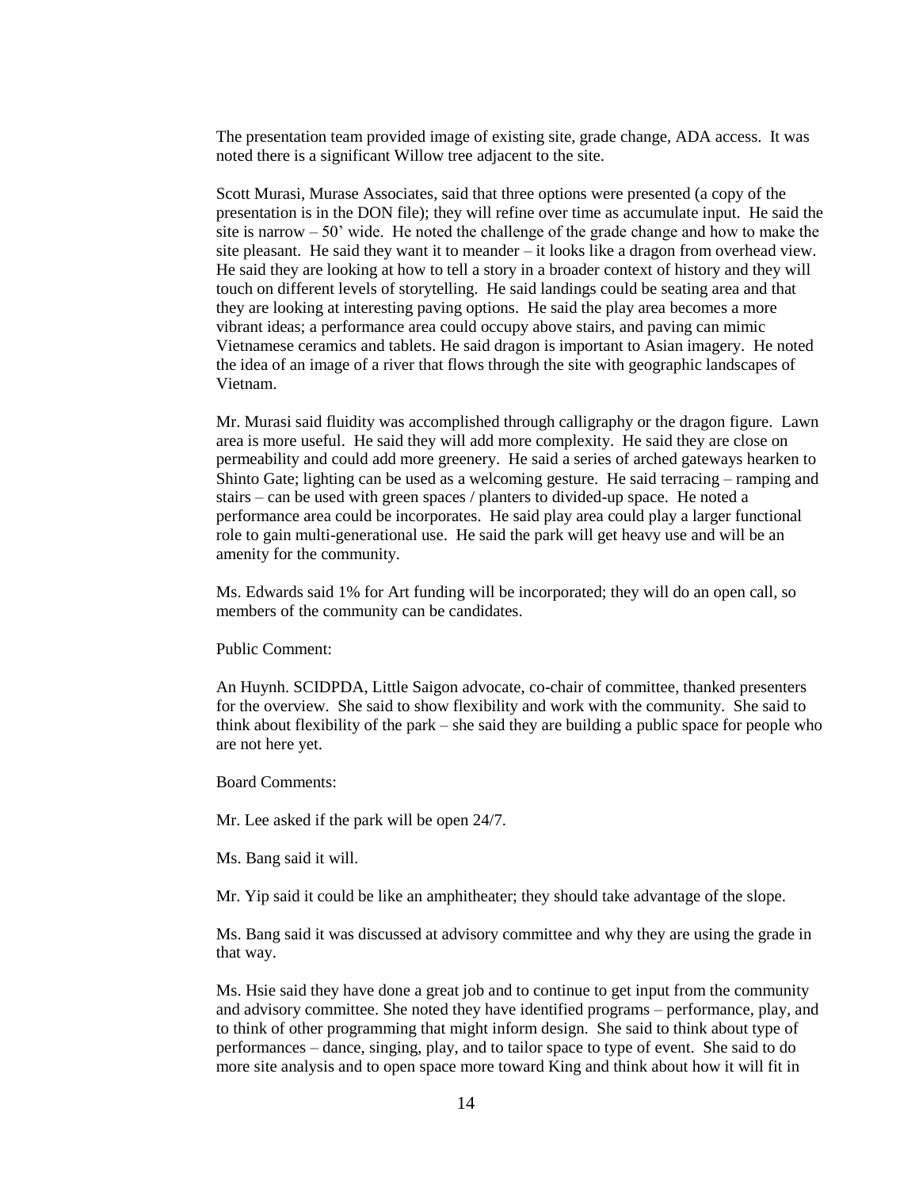The presentation team provided image of existing site, grade change, ADA access. It was noted there is a significant Willow tree adjacent to the site.

Scott Murasi, Murase Associates, said that three options were presented (a copy of the presentation is in the DON file); they will refine over time as accumulate input. He said the site is narrow – 50' wide. He noted the challenge of the grade change and how to make the site pleasant. He said they want it to meander – it looks like a dragon from overhead view. He said they are looking at how to tell a story in a broader context of history and they will touch on different levels of storytelling. He said landings could be seating area and that they are looking at interesting paving options. He said the play area becomes a more vibrant ideas; a performance area could occupy above stairs, and paving can mimic Vietnamese ceramics and tablets. He said dragon is important to Asian imagery. He noted the idea of an image of a river that flows through the site with geographic landscapes of Vietnam.

Mr. Murasi said fluidity was accomplished through calligraphy or the dragon figure. Lawn area is more useful. He said they will add more complexity. He said they are close on permeability and could add more greenery. He said a series of arched gateways hearken to Shinto Gate; lighting can be used as a welcoming gesture. He said terracing – ramping and stairs – can be used with green spaces / planters to divided-up space. He noted a performance area could be incorporates. He said play area could play a larger functional role to gain multi-generational use. He said the park will get heavy use and will be an amenity for the community.

Ms. Edwards said 1% for Art funding will be incorporated; they will do an open call, so members of the community can be candidates.

Public Comment:

An Huynh. SCIDPDA, Little Saigon advocate, co-chair of committee, thanked presenters for the overview. She said to show flexibility and work with the community. She said to think about flexibility of the park – she said they are building a public space for people who are not here yet.

Board Comments:

Mr. Lee asked if the park will be open 24/7.

Ms. Bang said it will.

Mr. Yip said it could be like an amphitheater; they should take advantage of the slope.

Ms. Bang said it was discussed at advisory committee and why they are using the grade in that way.

Ms. Hsie said they have done a great job and to continue to get input from the community and advisory committee. She noted they have identified programs – performance, play, and to think of other programming that might inform design. She said to think about type of performances – dance, singing, play, and to tailor space to type of event. She said to do more site analysis and to open space more toward King and think about how it will fit in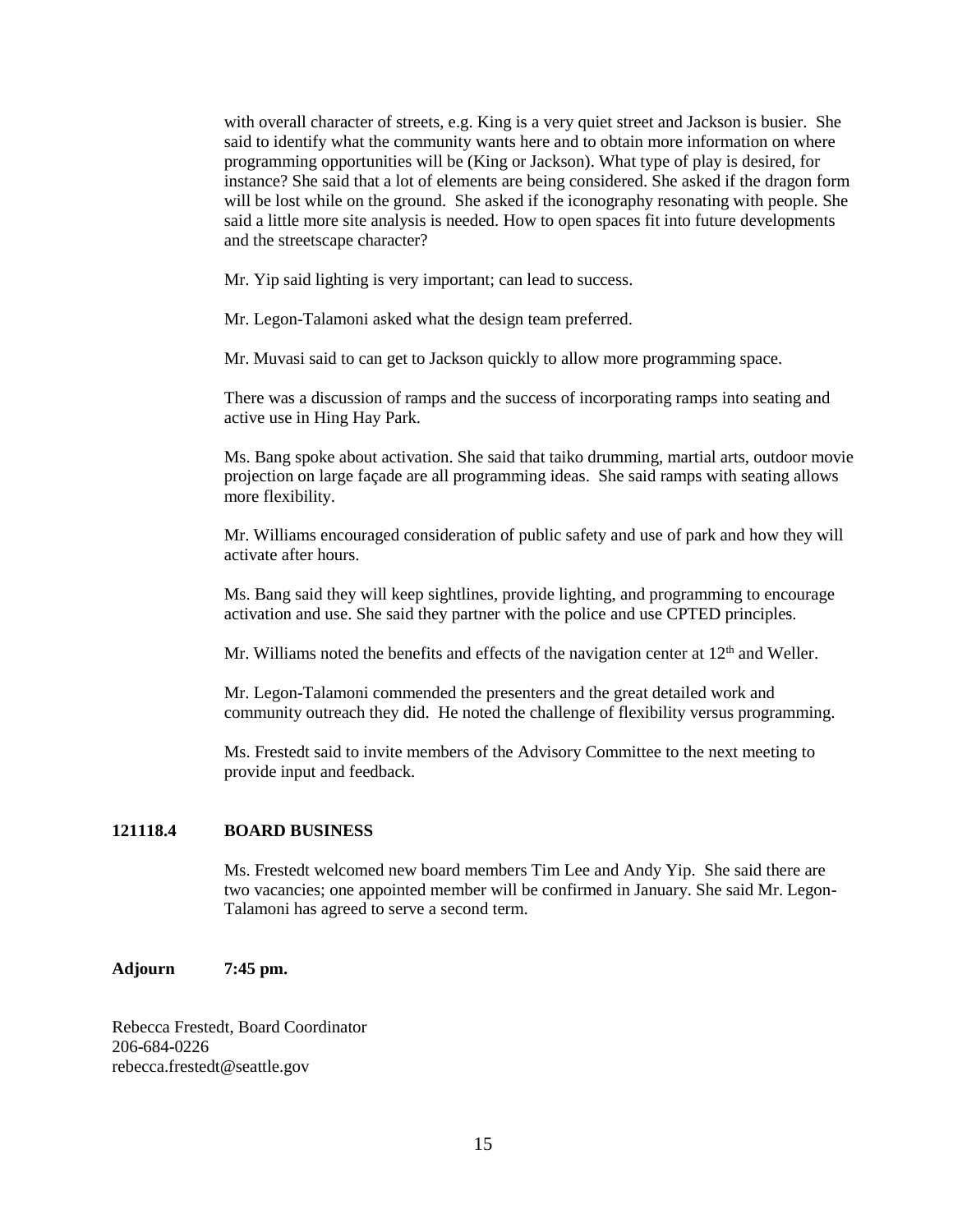with overall character of streets, e.g. King is a very quiet street and Jackson is busier. She said to identify what the community wants here and to obtain more information on where programming opportunities will be (King or Jackson). What type of play is desired, for instance? She said that a lot of elements are being considered. She asked if the dragon form will be lost while on the ground. She asked if the iconography resonating with people. She said a little more site analysis is needed. How to open spaces fit into future developments and the streetscape character?

Mr. Yip said lighting is very important; can lead to success.

Mr. Legon-Talamoni asked what the design team preferred.

Mr. Muvasi said to can get to Jackson quickly to allow more programming space.

There was a discussion of ramps and the success of incorporating ramps into seating and active use in Hing Hay Park.

Ms. Bang spoke about activation. She said that taiko drumming, martial arts, outdoor movie projection on large façade are all programming ideas. She said ramps with seating allows more flexibility.

Mr. Williams encouraged consideration of public safety and use of park and how they will activate after hours.

Ms. Bang said they will keep sightlines, provide lighting, and programming to encourage activation and use. She said they partner with the police and use CPTED principles.

Mr. Williams noted the benefits and effects of the navigation center at 12th and Weller.

Mr. Legon-Talamoni commended the presenters and the great detailed work and community outreach they did. He noted the challenge of flexibility versus programming.

Ms. Frestedt said to invite members of the Advisory Committee to the next meeting to provide input and feedback.

**121118.4 BOARD BUSINESS**

Ms. Frestedt welcomed new board members Tim Lee and Andy Yip. She said there are two vacancies; one appointed member will be confirmed in January. She said Mr. Legon-Talamoni has agreed to serve a second term.

**Adjourn 7:45 pm.**

Rebecca Frestedt, Board Coordinator
206-684-0226
rebecca.frestedt@seattle.gov